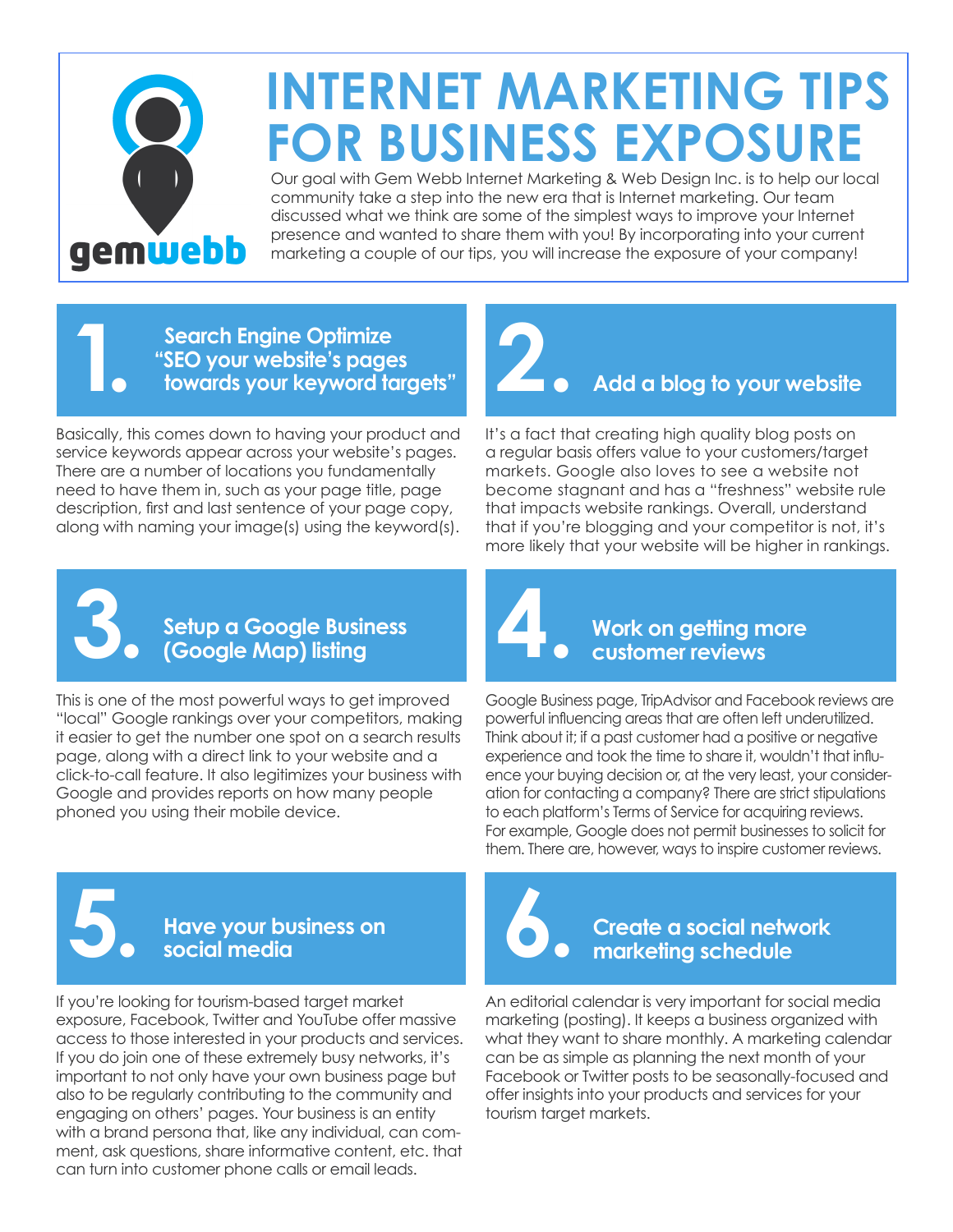gemwebb

# INTERNET MARKETING TIPS FOR BUSINESS EXPOSURE

Our goal with Gem Webb Internet Marketing & Web Design Inc. is to help our local community take a step into the new era that is Internet marketing. Our team discussed what we think are some of the simplest ways to improve your Internet presence and wanted to share them with you! By incorporating into your current marketing a couple of our tips, you will increase the exposure of your company!

## 1. Search Engine Optimize "SEO your website's pages towards your keyword targets"

Basically, this comes down to having your product and service keywords appear across your website's pages. There are a number of locations you fundamentally need to have them in, such as your page title, page description, first and last sentence of your page copy, along with naming your image(s) using the keyword(s).

## 2. Add a blog to your website

It's a fact that creating high quality blog posts on a regular basis offers value to your customers/target markets. Google also loves to see a website not become stagnant and has a "freshness" website rule that impacts website rankings. Overall, understand that if you're blogging and your competitor is not, it's more likely that your website will be higher in rankings.

## 3. Setup a Google Business (Google Map) listing

This is one of the most powerful ways to get improved "local" Google rankings over your competitors, making it easier to get the number one spot on a search results page, along with a direct link to your website and a click-to-call feature. It also legitimizes your business with Google and provides reports on how many people phoned you using their mobile device.

## 4. Work on getting more customer reviews

Google Business page, TripAdvisor and Facebook reviews are powerful influencing areas that are often left underutilized. Think about it; if a past customer had a positive or negative experience and took the time to share it, wouldn't that influence your buying decision or, at the very least, your consideration for contacting a company? There are strict stipulations to each platform's Terms of Service for acquiring reviews. For example, Google does not permit businesses to solicit for them. There are, however, ways to inspire customer reviews.

## 5. Have your business on social media

If you're looking for tourism-based target market exposure, Facebook, Twitter and YouTube offer massive access to those interested in your products and services. If you do join one of these extremely busy networks, it's important to not only have your own business page but also to be regularly contributing to the community and engaging on others' pages. Your business is an entity with a brand persona that, like any individual, can comment, ask questions, share informative content, etc. that can turn into customer phone calls or email leads.

## 6. Create a social network marketing schedule

An editorial calendar is very important for social media marketing (posting). It keeps a business organized with what they want to share monthly. A marketing calendar can be as simple as planning the next month of your Facebook or Twitter posts to be seasonally-focused and offer insights into your products and services for your tourism target markets.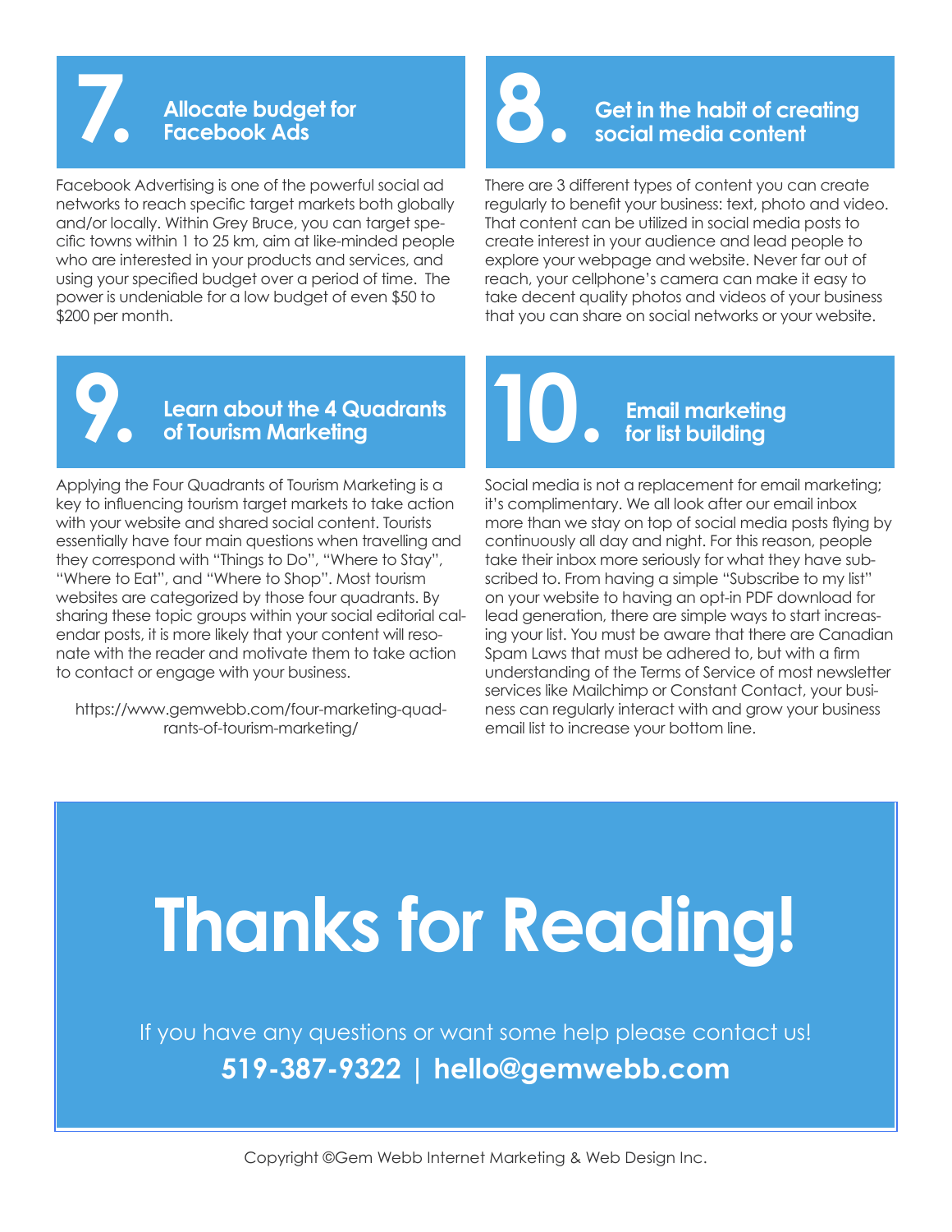## 7. Allocate budget for Facebook Ads

Facebook Advertising is one of the powerful social ad networks to reach specific target markets both globally and/or locally. Within Grey Bruce, you can target specific towns within 1 to 25 km, aim at like-minded people who are interested in your products and services, and using your specified budget over a period of time. The power is undeniable for a low budget of even $50 to $200 per month.

## 8. Get in the habit of creating social media content

There are 3 different types of content you can create regularly to benefit your business: text, photo and video. That content can be utilized in social media posts to create interest in your audience and lead people to explore your webpage and website. Never far out of reach, your cellphone's camera can make it easy to take decent quality photos and videos of your business that you can share on social networks or your website.

## 9. Learn about the 4 Quadrants of Tourism Marketing

Applying the Four Quadrants of Tourism Marketing is a key to influencing tourism target markets to take action with your website and shared social content. Tourists essentially have four main questions when travelling and they correspond with "Things to Do", "Where to Stay", "Where to Eat", and "Where to Shop". Most tourism websites are categorized by those four quadrants. By sharing these topic groups within your social editorial calendar posts, it is more likely that your content will resonate with the reader and motivate them to take action to contact or engage with your business.

https://www.gemwebb.com/four-marketing-quadrants-of-tourism-marketing/

## 10. Email marketing for list building

Social media is not a replacement for email marketing; it's complimentary. We all look after our email inbox more than we stay on top of social media posts flying by continuously all day and night. For this reason, people take their inbox more seriously for what they have subscribed to. From having a simple "Subscribe to my list" on your website to having an opt-in PDF download for lead generation, there are simple ways to start increasing your list. You must be aware that there are Canadian Spam Laws that must be adhered to, but with a firm understanding of the Terms of Service of most newsletter services like Mailchimp or Constant Contact, your business can regularly interact with and grow your business email list to increase your bottom line.

# Thanks for Reading!

If you have any questions or want some help please contact us!

**519-387-9322 | hello@gemwebb.com**

Copyright ©Gem Webb Internet Marketing & Web Design Inc.